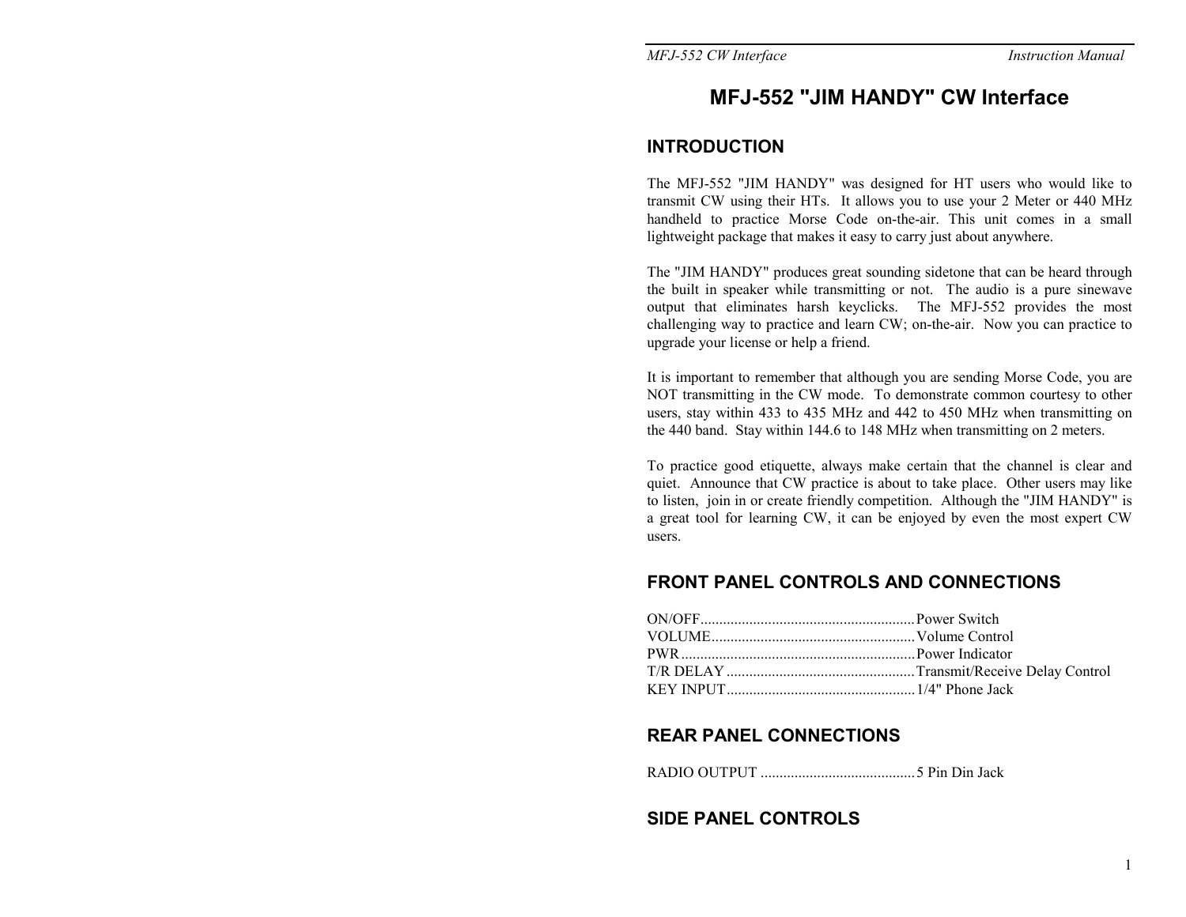# MFJ-552 "JIM HANDY" CW Interface

## INTRODUCTION

The MFJ-552 "JIM HANDY" was designed for HT users who would like to transmit CW using their HTs. It allows you to use your 2 Meter or 440 MHz handheld to practice Morse Code on-the-air. This unit comes in a small lightweight package that makes it easy to carry just about anywhere.

The "JIM HANDY" produces great sounding sidetone that can be heard through the built in speaker while transmitting or not. The audio is a pure sinewave output that eliminates harsh keyclicks. The MFJ-552 provides the most challenging way to practice and learn CW; on-the-air. Now you can practice to upgrade your license or help a friend.

It is important to remember that although you are sending Morse Code, you are NOT transmitting in the CW mode. To demonstrate common courtesy to other users, stay within 433 to 435 MHz and 442 to 450 MHz when transmitting on the 440 band. Stay within 144.6 to 148 MHz when transmitting on 2 meters.

To practice good etiquette, always make certain that the channel is clear and quiet. Announce that CW practice is about to take place. Other users may like to listen, join in or create friendly competition. Although the "JIM HANDY" is a great tool for learning CW, it can be enjoyed by even the most expert CW users.

## FRONT PANEL CONTROLS AND CONNECTIONS

ON/OFF........................................................Power Switch
VOLUME.....................................................Volume Control
PWR.............................................................Power Indicator
T/R DELAY..................................................Transmit/Receive Delay Control
KEY INPUT..................................................1/4" Phone Jack

## REAR PANEL CONNECTIONS

RADIO OUTPUT .........................................5 Pin Din Jack

## SIDE PANEL CONTROLS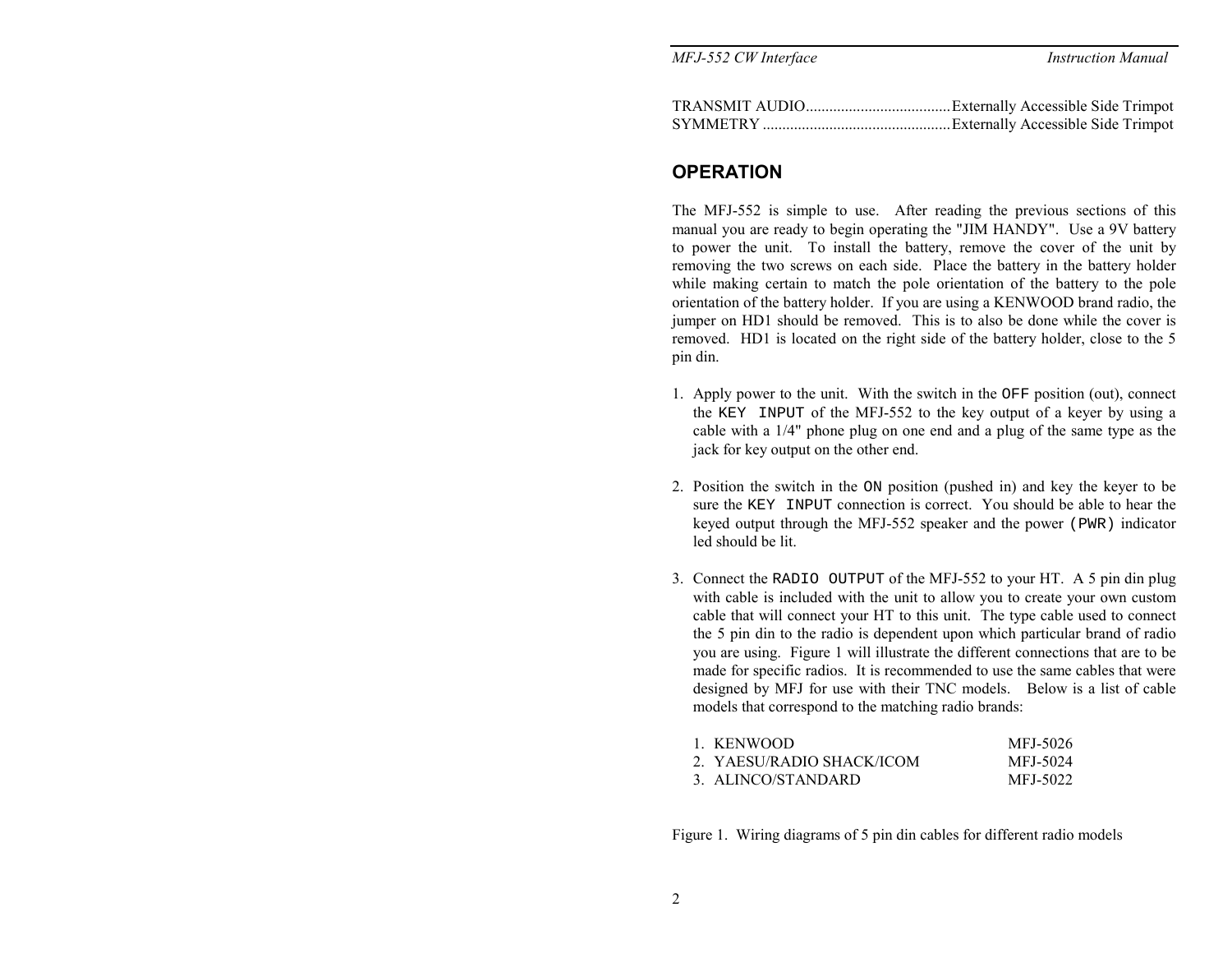TRANSMIT AUDIO.....................................Externally Accessible Side Trimpot
SYMMETRY ................................................Externally Accessible Side Trimpot

## OPERATION

The MFJ-552 is simple to use. After reading the previous sections of this manual you are ready to begin operating the "JIM HANDY". Use a 9V battery to power the unit. To install the battery, remove the cover of the unit by removing the two screws on each side. Place the battery in the battery holder while making certain to match the pole orientation of the battery to the pole orientation of the battery holder. If you are using a KENWOOD brand radio, the jumper on HD1 should be removed. This is to also be done while the cover is removed. HD1 is located on the right side of the battery holder, close to the 5 pin din.

1. Apply power to the unit. With the switch in the `OFF` position (out), connect the `KEY INPUT` of the MFJ-552 to the key output of a keyer by using a cable with a 1/4" phone plug on one end and a plug of the same type as the jack for key output on the other end.

2. Position the switch in the `ON` position (pushed in) and key the keyer to be sure the `KEY INPUT` connection is correct. You should be able to hear the keyed output through the MFJ-552 speaker and the power `(PWR)` indicator led should be lit.

3. Connect the `RADIO OUTPUT` of the MFJ-552 to your HT. A 5 pin din plug with cable is included with the unit to allow you to create your own custom cable that will connect your HT to this unit. The type cable used to connect the 5 pin din to the radio is dependent upon which particular brand of radio you are using. Figure 1 will illustrate the different connections that are to be made for specific radios. It is recommended to use the same cables that were designed by MFJ for use with their TNC models. Below is a list of cable models that correspond to the matching radio brands:

   1. KENWOOD — MFJ-5026
   2. YAESU/RADIO SHACK/ICOM — MFJ-5024
   3. ALINCO/STANDARD — MFJ-5022

Figure 1. Wiring diagrams of 5 pin din cables for different radio models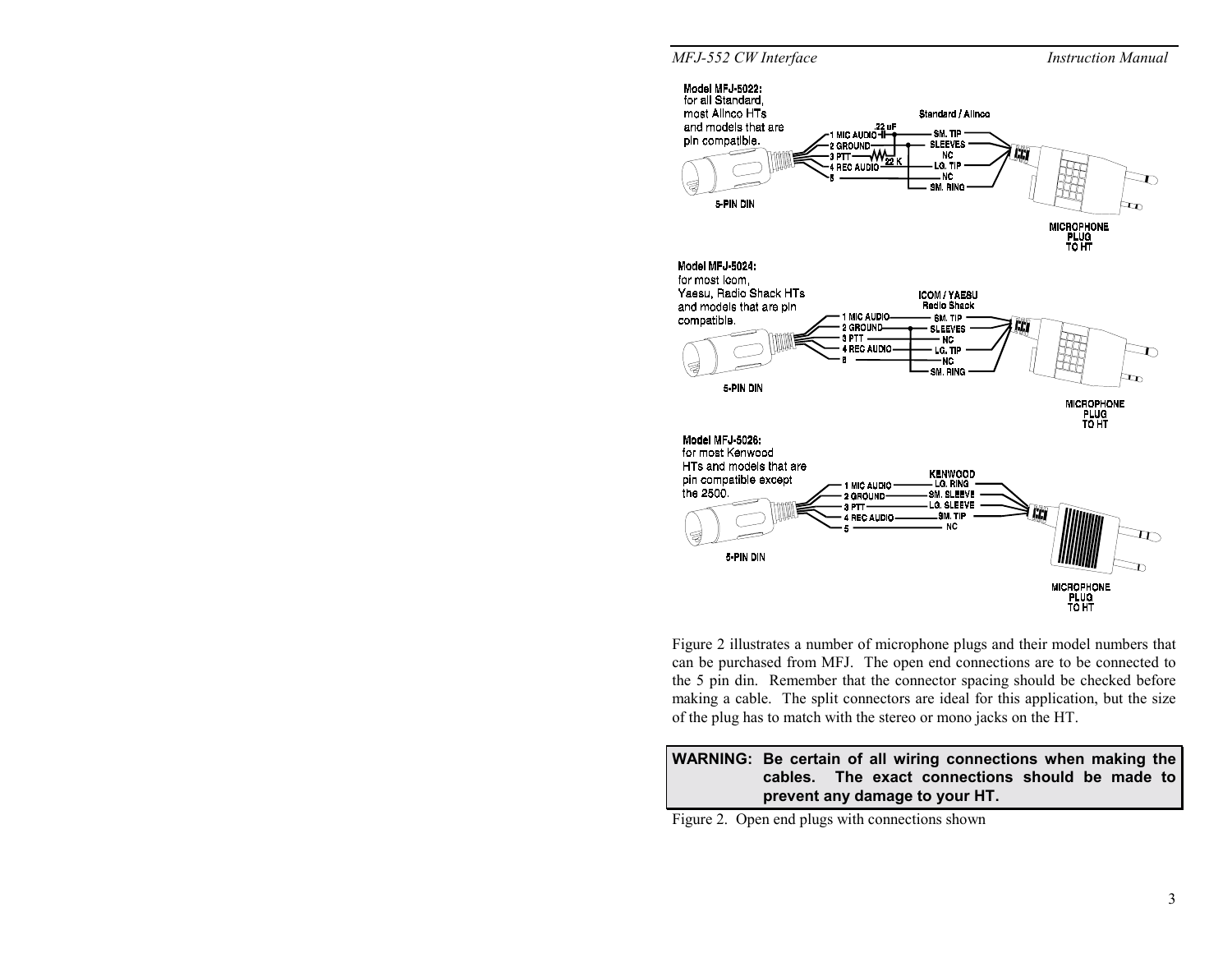Model MFJ-5022: for all Standard, most Alinco HTs and models that are pin compatible.

| 5-PIN DIN | | Standard / Alinco |
|---|---|---|
| 1 MIC AUDIO | 22 uF | SM. TIP |
| 2 GROUND | | SLEEVES |
| | | NC |
| 3 PTT | 22 K | |
| 4 REC AUDIO | | LG. TIP |
| 5 | | NC |
| | | SM. RING |

MICROPHONE PLUG TO HT

Model MFJ-5024: for most Icom, Yaesu, Radio Shack HTs and models that are pin compatible.

| 5-PIN DIN | ICOM / YAESU Radio Shack |
|---|---|
| 1 MIC AUDIO | SM. TIP |
| 2 GROUND | SLEEVES |
| | NC |
| 3 PTT | |
| 4 REC AUDIO | LG. TIP |
| 5 | NC |
| | SM. RING |

MICROPHONE PLUG TO HT

Model MFJ-5026: for most Kenwood HTs and models that are pin compatible except the 2500.

| 5-PIN DIN | KENWOOD |
|---|---|
| 1 MIC AUDIO | LG. RING |
| 2 GROUND | SM. SLEEVE |
| 3 PTT | LG. SLEEVE |
| 4 REC AUDIO | SM. TIP |
| 5 | NC |

MICROPHONE PLUG TO HT

Figure 2 illustrates a number of microphone plugs and their model numbers that can be purchased from MFJ. The open end connections are to be connected to the 5 pin din. Remember that the connector spacing should be checked before making a cable. The split connectors are ideal for this application, but the size of the plug has to match with the stereo or mono jacks on the HT.

> **WARNING: Be certain of all wiring connections when making the cables. The exact connections should be made to prevent any damage to your HT.**

Figure 2. Open end plugs with connections shown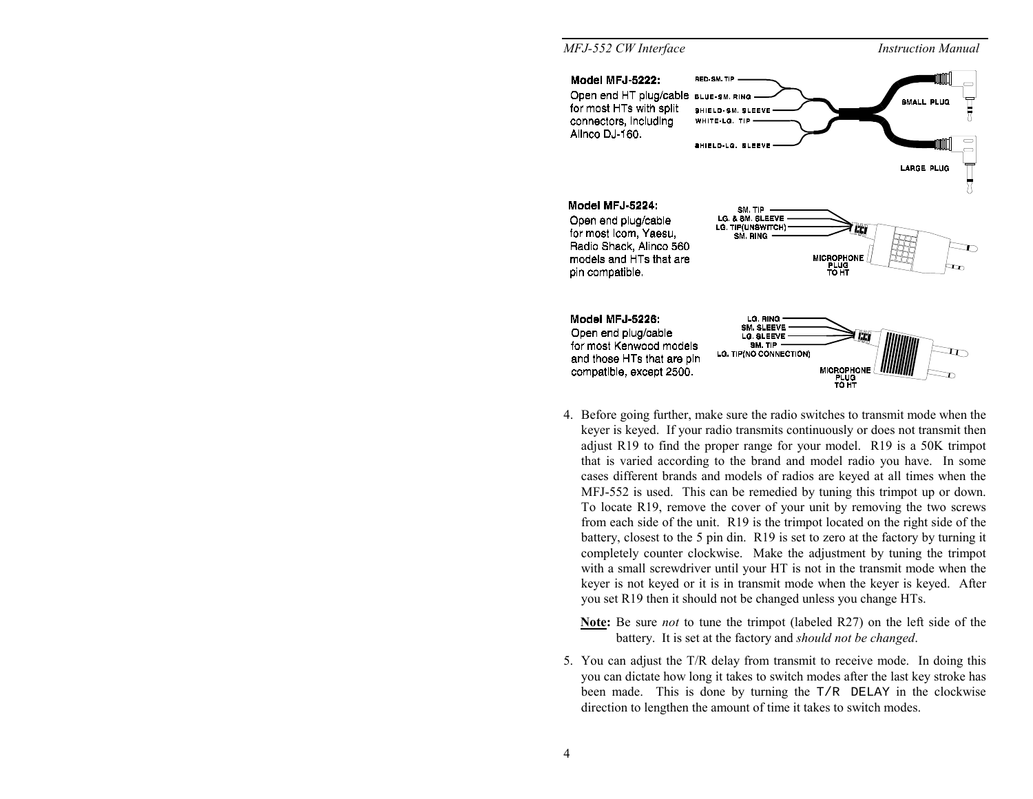**Model MFJ-5222:**
Open end HT plug/cable for most HTs with split connectors, including Alinco DJ-160.

RED-SM. TIP
BLUE-SM. RING
SHIELD-SM. SLEEVE
WHITE-LG. TIP
SHIELD-LG. SLEEVE
SMALL PLUG
LARGE PLUG

**Model MFJ-5224:**
Open end plug/cable for most Icom, Yaesu, Radio Shack, Alinco 560 models and HTs that are pin compatible.

SM. TIP
LG. & SM. SLEEVE
LG. TIP(UNSWITCH)
SM. RING
MICROPHONE PLUG TO HT

**Model MFJ-5226:**
Open end plug/cable for most Kenwood models and those HTs that are pin compatible, except 2500.

LG. RING
SM. SLEEVE
LG. SLEEVE
SM. TIP
LG. TIP(NO CONNECTION)
MICROPHONE PLUG TO HT

4. Before going further, make sure the radio switches to transmit mode when the keyer is keyed. If your radio transmits continuously or does not transmit then adjust R19 to find the proper range for your model. R19 is a 50K trimpot that is varied according to the brand and model radio you have. In some cases different brands and models of radios are keyed at all times when the MFJ-552 is used. This can be remedied by tuning this trimpot up or down. To locate R19, remove the cover of your unit by removing the two screws from each side of the unit. R19 is the trimpot located on the right side of the battery, closest to the 5 pin din. R19 is set to zero at the factory by turning it completely counter clockwise. Make the adjustment by tuning the trimpot with a small screwdriver until your HT is not in the transmit mode when the keyer is not keyed or it is in transmit mode when the keyer is keyed. After you set R19 then it should not be changed unless you change HTs.

   **Note:** Be sure *not* to tune the trimpot (labeled R27) on the left side of the battery. It is set at the factory and *should not be changed*.

5. You can adjust the T/R delay from transmit to receive mode. In doing this you can dictate how long it takes to switch modes after the last key stroke has been made. This is done by turning the T/R DELAY in the clockwise direction to lengthen the amount of time it takes to switch modes.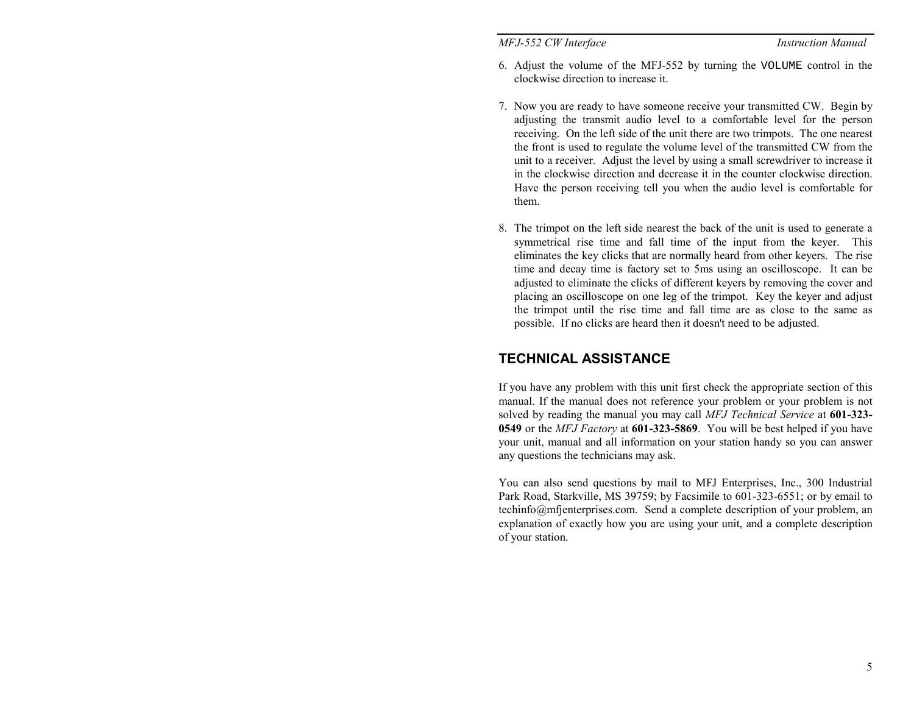6. Adjust the volume of the MFJ-552 by turning the `VOLUME` control in the clockwise direction to increase it.

7. Now you are ready to have someone receive your transmitted CW. Begin by adjusting the transmit audio level to a comfortable level for the person receiving. On the left side of the unit there are two trimpots. The one nearest the front is used to regulate the volume level of the transmitted CW from the unit to a receiver. Adjust the level by using a small screwdriver to increase it in the clockwise direction and decrease it in the counter clockwise direction. Have the person receiving tell you when the audio level is comfortable for them.

8. The trimpot on the left side nearest the back of the unit is used to generate a symmetrical rise time and fall time of the input from the keyer. This eliminates the key clicks that are normally heard from other keyers. The rise time and decay time is factory set to 5ms using an oscilloscope. It can be adjusted to eliminate the clicks of different keyers by removing the cover and placing an oscilloscope on one leg of the trimpot. Key the keyer and adjust the trimpot until the rise time and fall time are as close to the same as possible. If no clicks are heard then it doesn't need to be adjusted.

## TECHNICAL ASSISTANCE

If you have any problem with this unit first check the appropriate section of this manual. If the manual does not reference your problem or your problem is not solved by reading the manual you may call *MFJ Technical Service* at **601-323-0549** or the *MFJ Factory* at **601-323-5869**. You will be best helped if you have your unit, manual and all information on your station handy so you can answer any questions the technicians may ask.

You can also send questions by mail to MFJ Enterprises, Inc., 300 Industrial Park Road, Starkville, MS 39759; by Facsimile to 601-323-6551; or by email to techinfo@mfjenterprises.com. Send a complete description of your problem, an explanation of exactly how you are using your unit, and a complete description of your station.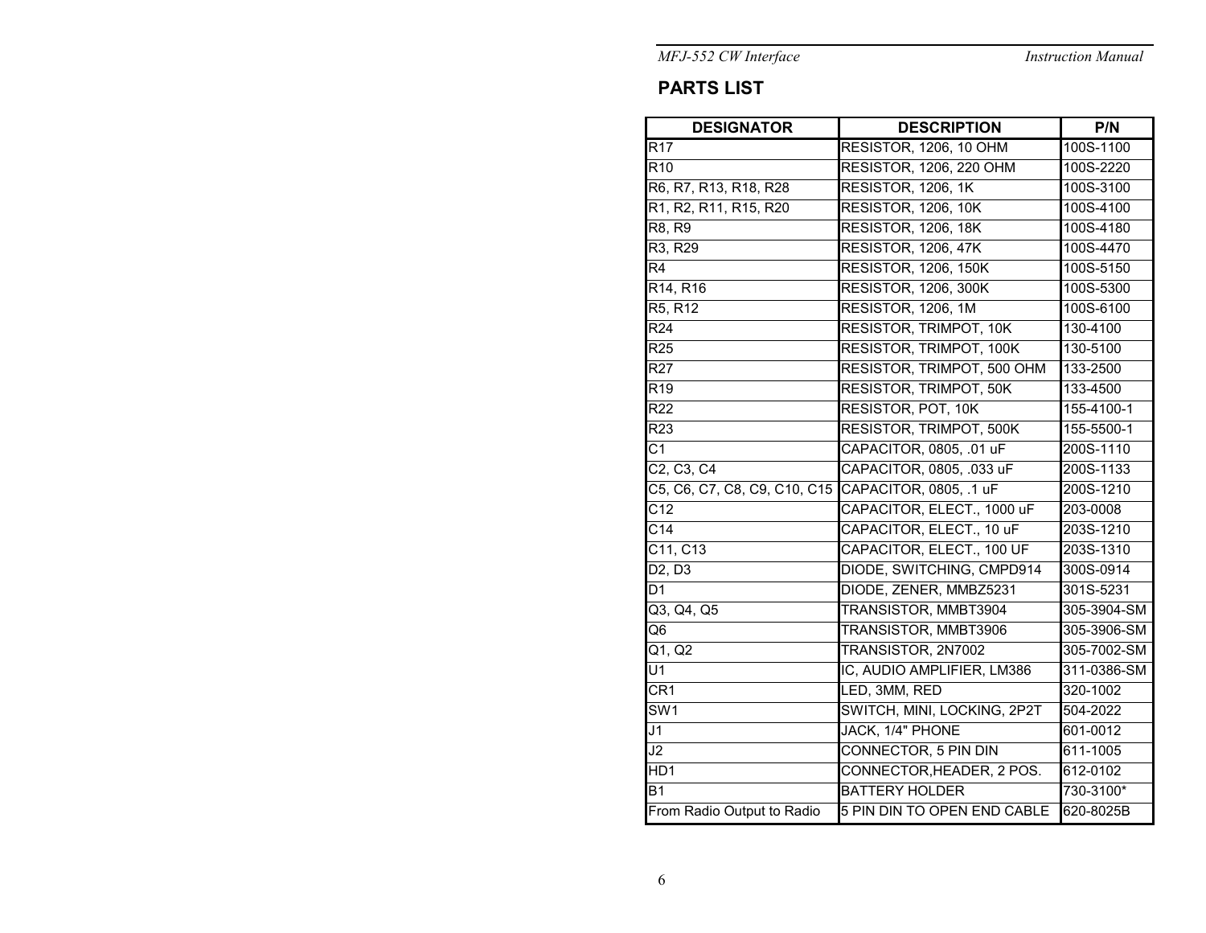## PARTS LIST

| DESIGNATOR | DESCRIPTION | P/N |
|---|---|---|
| R17 | RESISTOR, 1206, 10 OHM | 100S-1100 |
| R10 | RESISTOR, 1206, 220 OHM | 100S-2220 |
| R6, R7, R13, R18, R28 | RESISTOR, 1206, 1K | 100S-3100 |
| R1, R2, R11, R15, R20 | RESISTOR, 1206, 10K | 100S-4100 |
| R8, R9 | RESISTOR, 1206, 18K | 100S-4180 |
| R3, R29 | RESISTOR, 1206, 47K | 100S-4470 |
| R4 | RESISTOR, 1206, 150K | 100S-5150 |
| R14, R16 | RESISTOR, 1206, 300K | 100S-5300 |
| R5, R12 | RESISTOR, 1206, 1M | 100S-6100 |
| R24 | RESISTOR, TRIMPOT, 10K | 130-4100 |
| R25 | RESISTOR, TRIMPOT, 100K | 130-5100 |
| R27 | RESISTOR, TRIMPOT, 500 OHM | 133-2500 |
| R19 | RESISTOR, TRIMPOT, 50K | 133-4500 |
| R22 | RESISTOR, POT, 10K | 155-4100-1 |
| R23 | RESISTOR, TRIMPOT, 500K | 155-5500-1 |
| C1 | CAPACITOR, 0805, .01 uF | 200S-1110 |
| C2, C3, C4 | CAPACITOR, 0805, .033 uF | 200S-1133 |
| C5, C6, C7, C8, C9, C10, C15 | CAPACITOR, 0805, .1 uF | 200S-1210 |
| C12 | CAPACITOR, ELECT., 1000 uF | 203-0008 |
| C14 | CAPACITOR, ELECT., 10 uF | 203S-1210 |
| C11, C13 | CAPACITOR, ELECT., 100 UF | 203S-1310 |
| D2, D3 | DIODE, SWITCHING, CMPD914 | 300S-0914 |
| D1 | DIODE, ZENER, MMBZ5231 | 301S-5231 |
| Q3, Q4, Q5 | TRANSISTOR, MMBT3904 | 305-3904-SM |
| Q6 | TRANSISTOR, MMBT3906 | 305-3906-SM |
| Q1, Q2 | TRANSISTOR, 2N7002 | 305-7002-SM |
| U1 | IC, AUDIO AMPLIFIER, LM386 | 311-0386-SM |
| CR1 | LED, 3MM, RED | 320-1002 |
| SW1 | SWITCH, MINI, LOCKING, 2P2T | 504-2022 |
| J1 | JACK, 1/4" PHONE | 601-0012 |
| J2 | CONNECTOR, 5 PIN DIN | 611-1005 |
| HD1 | CONNECTOR,HEADER, 2 POS. | 612-0102 |
| B1 | BATTERY HOLDER | 730-3100* |
| From Radio Output to Radio | 5 PIN DIN TO OPEN END CABLE | 620-8025B |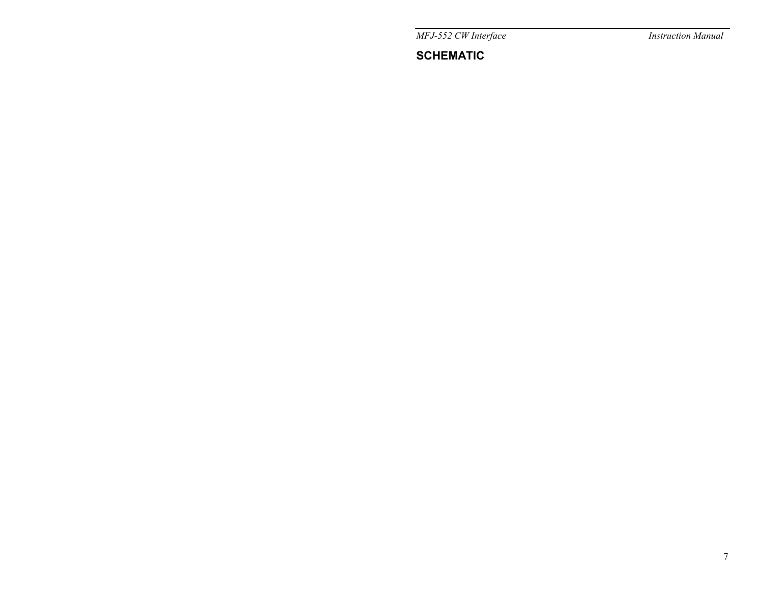## SCHEMATIC